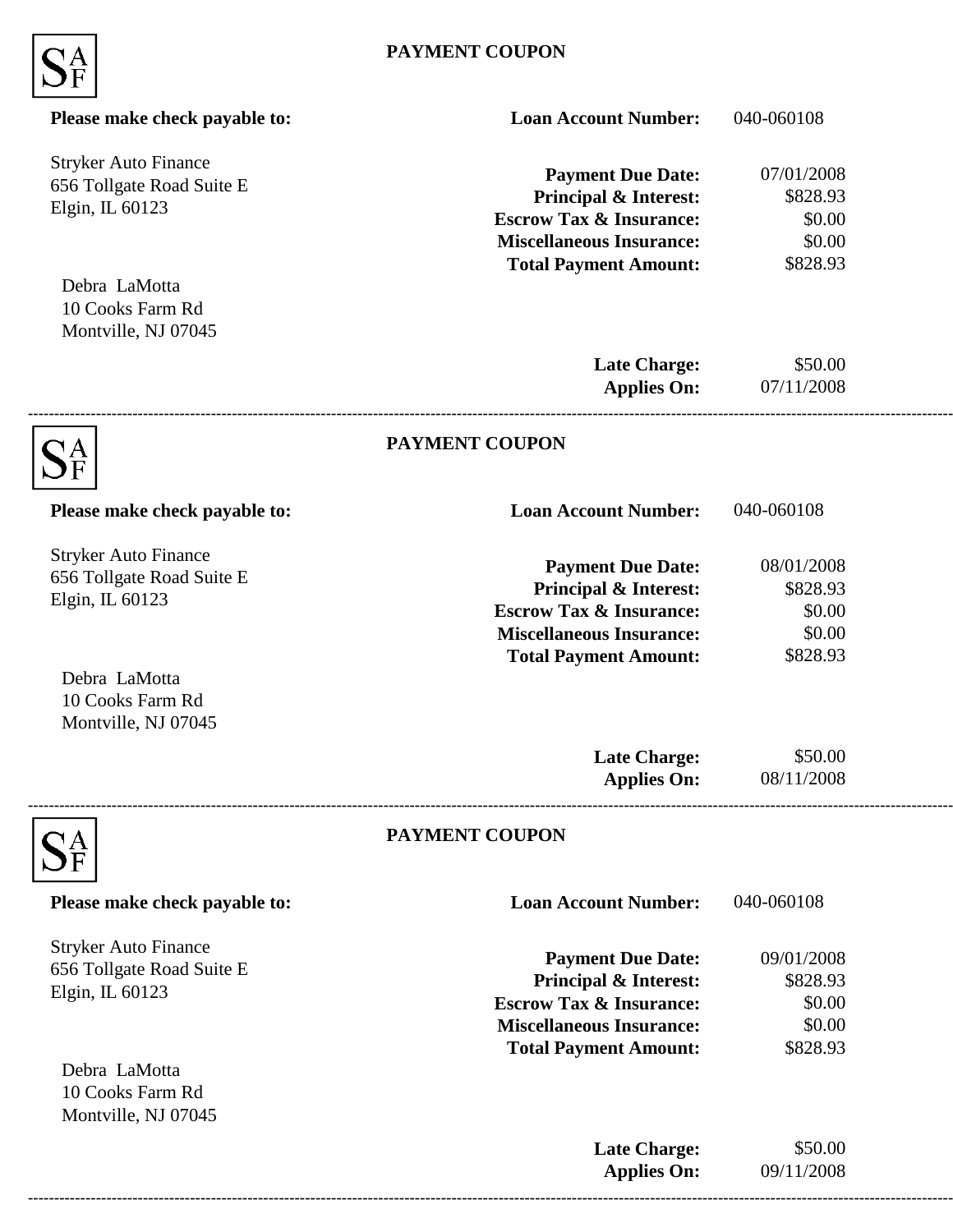SAF

## PAYMENT COUPON

**Please make check payable to:**

Stryker Auto Finance
656 Tollgate Road Suite E
Elgin, IL 60123

| | |
|---|---|
| **Loan Account Number:** | 040-060108 |
| **Payment Due Date:** | 07/01/2008 |
| **Principal & Interest:** | $828.93 |
| **Escrow Tax & Insurance:** | $0.00 |
| **Miscellaneous Insurance:** | $0.00 |
| **Total Payment Amount:** | $828.93 |

Debra LaMotta
10 Cooks Farm Rd
Montville, NJ 07045

| | |
|---|---|
| **Late Charge:** | $50.00 |
| **Applies On:** | 07/11/2008 |

---

SAF

## PAYMENT COUPON

**Please make check payable to:**

Stryker Auto Finance
656 Tollgate Road Suite E
Elgin, IL 60123

| | |
|---|---|
| **Loan Account Number:** | 040-060108 |
| **Payment Due Date:** | 08/01/2008 |
| **Principal & Interest:** | $828.93 |
| **Escrow Tax & Insurance:** | $0.00 |
| **Miscellaneous Insurance:** | $0.00 |
| **Total Payment Amount:** | $828.93 |

Debra LaMotta
10 Cooks Farm Rd
Montville, NJ 07045

| | |
|---|---|
| **Late Charge:** | $50.00 |
| **Applies On:** | 08/11/2008 |

---

SAF

## PAYMENT COUPON

**Please make check payable to:**

Stryker Auto Finance
656 Tollgate Road Suite E
Elgin, IL 60123

| | |
|---|---|
| **Loan Account Number:** | 040-060108 |
| **Payment Due Date:** | 09/01/2008 |
| **Principal & Interest:** | $828.93 |
| **Escrow Tax & Insurance:** | $0.00 |
| **Miscellaneous Insurance:** | $0.00 |
| **Total Payment Amount:** | $828.93 |

Debra LaMotta
10 Cooks Farm Rd
Montville, NJ 07045

| | |
|---|---|
| **Late Charge:** | $50.00 |
| **Applies On:** | 09/11/2008 |

---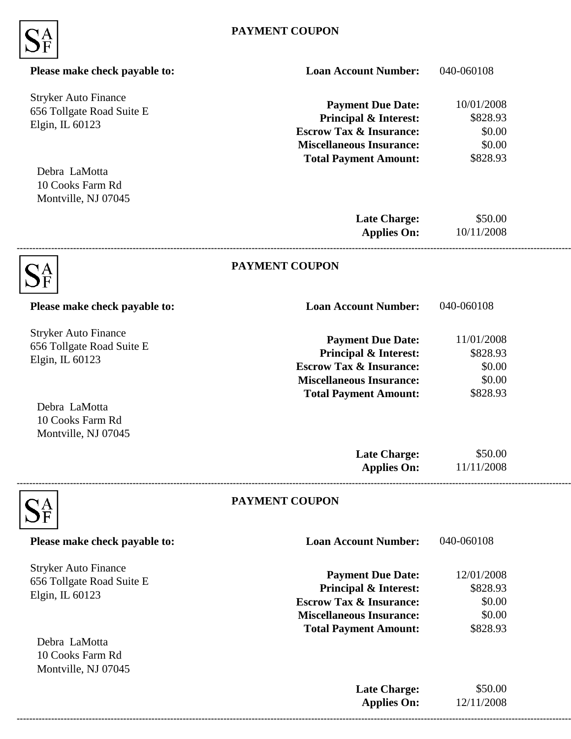SAF

**PAYMENT COUPON**

**Please make check payable to:**

Stryker Auto Finance
656 Tollgate Road Suite E
Elgin, IL 60123

| | |
|---|---|
| **Loan Account Number:** | 040-060108 |
| **Payment Due Date:** | 10/01/2008 |
| **Principal & Interest:** | $828.93 |
| **Escrow Tax & Insurance:** | $0.00 |
| **Miscellaneous Insurance:** | $0.00 |
| **Total Payment Amount:** | $828.93 |

Debra LaMotta
10 Cooks Farm Rd
Montville, NJ 07045

| | |
|---|---|
| **Late Charge:** | $50.00 |
| **Applies On:** | 10/11/2008 |

---

SAF

**PAYMENT COUPON**

**Please make check payable to:**

Stryker Auto Finance
656 Tollgate Road Suite E
Elgin, IL 60123

| | |
|---|---|
| **Loan Account Number:** | 040-060108 |
| **Payment Due Date:** | 11/01/2008 |
| **Principal & Interest:** | $828.93 |
| **Escrow Tax & Insurance:** | $0.00 |
| **Miscellaneous Insurance:** | $0.00 |
| **Total Payment Amount:** | $828.93 |

Debra LaMotta
10 Cooks Farm Rd
Montville, NJ 07045

| | |
|---|---|
| **Late Charge:** | $50.00 |
| **Applies On:** | 11/11/2008 |

---

SAF

**PAYMENT COUPON**

**Please make check payable to:**

Stryker Auto Finance
656 Tollgate Road Suite E
Elgin, IL 60123

| | |
|---|---|
| **Loan Account Number:** | 040-060108 |
| **Payment Due Date:** | 12/01/2008 |
| **Principal & Interest:** | $828.93 |
| **Escrow Tax & Insurance:** | $0.00 |
| **Miscellaneous Insurance:** | $0.00 |
| **Total Payment Amount:** | $828.93 |

Debra LaMotta
10 Cooks Farm Rd
Montville, NJ 07045

| | |
|---|---|
| **Late Charge:** | $50.00 |
| **Applies On:** | 12/11/2008 |

---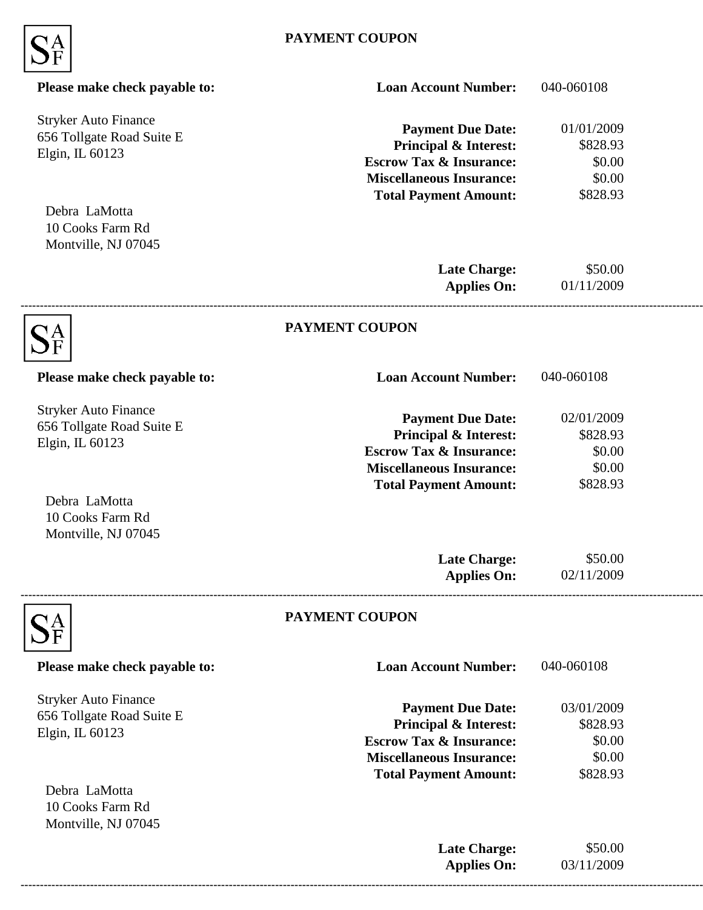SAF

**PAYMENT COUPON**

**Please make check payable to:**

Stryker Auto Finance
656 Tollgate Road Suite E
Elgin, IL 60123

Debra LaMotta
10 Cooks Farm Rd
Montville, NJ 07045

| | |
|---|---|
| **Loan Account Number:** | 040-060108 |
| **Payment Due Date:** | 01/01/2009 |
| **Principal & Interest:** | $828.93 |
| **Escrow Tax & Insurance:** | $0.00 |
| **Miscellaneous Insurance:** | $0.00 |
| **Total Payment Amount:** | $828.93 |
| **Late Charge:** | $50.00 |
| **Applies On:** | 01/11/2009 |

---

SAF

**PAYMENT COUPON**

**Please make check payable to:**

Stryker Auto Finance
656 Tollgate Road Suite E
Elgin, IL 60123

Debra LaMotta
10 Cooks Farm Rd
Montville, NJ 07045

| | |
|---|---|
| **Loan Account Number:** | 040-060108 |
| **Payment Due Date:** | 02/01/2009 |
| **Principal & Interest:** | $828.93 |
| **Escrow Tax & Insurance:** | $0.00 |
| **Miscellaneous Insurance:** | $0.00 |
| **Total Payment Amount:** | $828.93 |
| **Late Charge:** | $50.00 |
| **Applies On:** | 02/11/2009 |

---

SAF

**PAYMENT COUPON**

**Please make check payable to:**

Stryker Auto Finance
656 Tollgate Road Suite E
Elgin, IL 60123

Debra LaMotta
10 Cooks Farm Rd
Montville, NJ 07045

| | |
|---|---|
| **Loan Account Number:** | 040-060108 |
| **Payment Due Date:** | 03/01/2009 |
| **Principal & Interest:** | $828.93 |
| **Escrow Tax & Insurance:** | $0.00 |
| **Miscellaneous Insurance:** | $0.00 |
| **Total Payment Amount:** | $828.93 |
| **Late Charge:** | $50.00 |
| **Applies On:** | 03/11/2009 |

---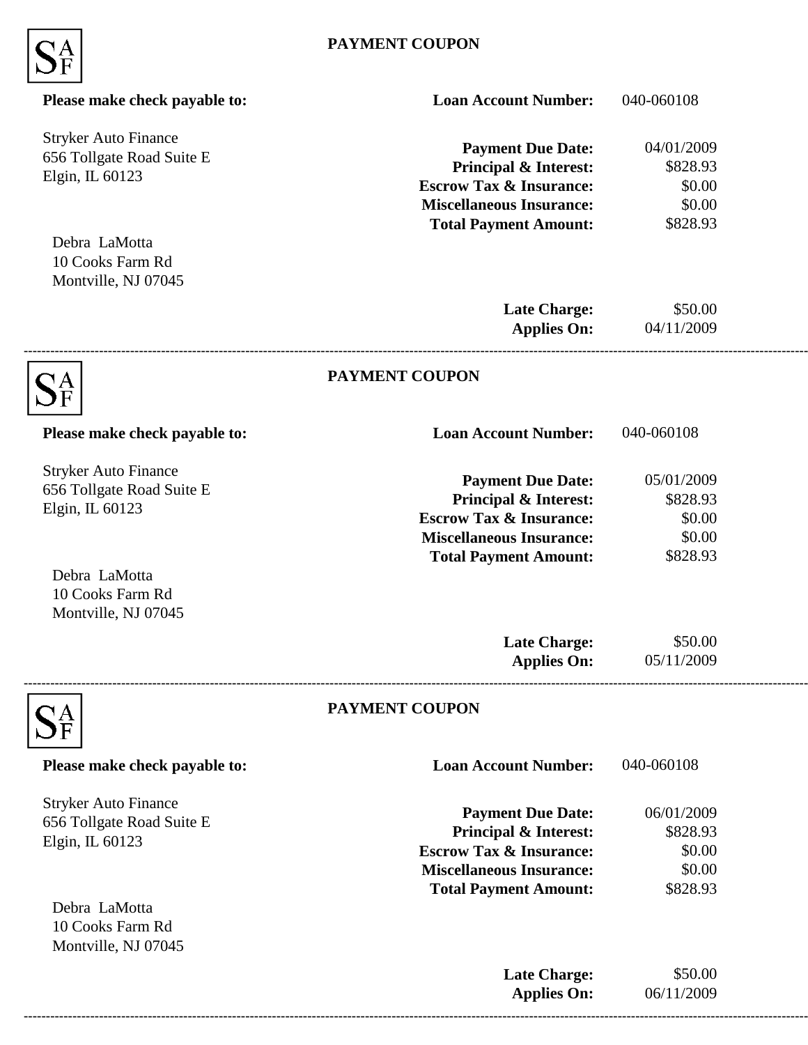SAF

## PAYMENT COUPON

**Please make check payable to:**

Stryker Auto Finance
656 Tollgate Road Suite E
Elgin, IL 60123

Debra LaMotta
10 Cooks Farm Rd
Montville, NJ 07045

| | |
|---|---|
| **Loan Account Number:** | 040-060108 |
| **Payment Due Date:** | 04/01/2009 |
| **Principal & Interest:** | $828.93 |
| **Escrow Tax & Insurance:** | $0.00 |
| **Miscellaneous Insurance:** | $0.00 |
| **Total Payment Amount:** | $828.93 |
| **Late Charge:** | $50.00 |
| **Applies On:** | 04/11/2009 |

---

SAF

## PAYMENT COUPON

**Please make check payable to:**

Stryker Auto Finance
656 Tollgate Road Suite E
Elgin, IL 60123

Debra LaMotta
10 Cooks Farm Rd
Montville, NJ 07045

| | |
|---|---|
| **Loan Account Number:** | 040-060108 |
| **Payment Due Date:** | 05/01/2009 |
| **Principal & Interest:** | $828.93 |
| **Escrow Tax & Insurance:** | $0.00 |
| **Miscellaneous Insurance:** | $0.00 |
| **Total Payment Amount:** | $828.93 |
| **Late Charge:** | $50.00 |
| **Applies On:** | 05/11/2009 |

---

SAF

## PAYMENT COUPON

**Please make check payable to:**

Stryker Auto Finance
656 Tollgate Road Suite E
Elgin, IL 60123

Debra LaMotta
10 Cooks Farm Rd
Montville, NJ 07045

| | |
|---|---|
| **Loan Account Number:** | 040-060108 |
| **Payment Due Date:** | 06/01/2009 |
| **Principal & Interest:** | $828.93 |
| **Escrow Tax & Insurance:** | $0.00 |
| **Miscellaneous Insurance:** | $0.00 |
| **Total Payment Amount:** | $828.93 |
| **Late Charge:** | $50.00 |
| **Applies On:** | 06/11/2009 |

---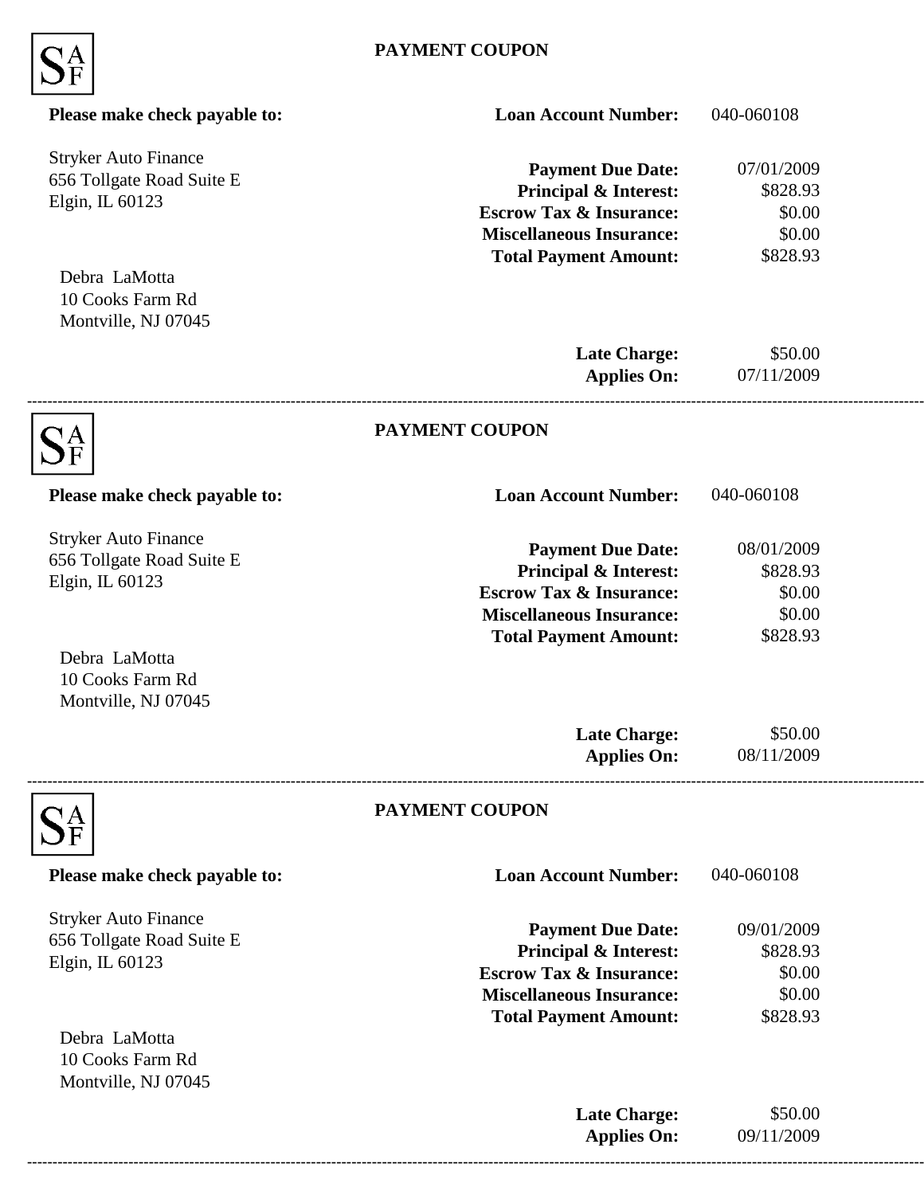SAF

## PAYMENT COUPON

**Please make check payable to:**

Stryker Auto Finance
656 Tollgate Road Suite E
Elgin, IL 60123

Debra LaMotta
10 Cooks Farm Rd
Montville, NJ 07045

| | |
|---|---|
| **Loan Account Number:** | 040-060108 |
| **Payment Due Date:** | 07/01/2009 |
| **Principal & Interest:** | $828.93 |
| **Escrow Tax & Insurance:** | $0.00 |
| **Miscellaneous Insurance:** | $0.00 |
| **Total Payment Amount:** | $828.93 |
| **Late Charge:** | $50.00 |
| **Applies On:** | 07/11/2009 |

---

SAF

## PAYMENT COUPON

**Please make check payable to:**

Stryker Auto Finance
656 Tollgate Road Suite E
Elgin, IL 60123

Debra LaMotta
10 Cooks Farm Rd
Montville, NJ 07045

| | |
|---|---|
| **Loan Account Number:** | 040-060108 |
| **Payment Due Date:** | 08/01/2009 |
| **Principal & Interest:** | $828.93 |
| **Escrow Tax & Insurance:** | $0.00 |
| **Miscellaneous Insurance:** | $0.00 |
| **Total Payment Amount:** | $828.93 |
| **Late Charge:** | $50.00 |
| **Applies On:** | 08/11/2009 |

---

SAF

## PAYMENT COUPON

**Please make check payable to:**

Stryker Auto Finance
656 Tollgate Road Suite E
Elgin, IL 60123

Debra LaMotta
10 Cooks Farm Rd
Montville, NJ 07045

| | |
|---|---|
| **Loan Account Number:** | 040-060108 |
| **Payment Due Date:** | 09/01/2009 |
| **Principal & Interest:** | $828.93 |
| **Escrow Tax & Insurance:** | $0.00 |
| **Miscellaneous Insurance:** | $0.00 |
| **Total Payment Amount:** | $828.93 |
| **Late Charge:** | $50.00 |
| **Applies On:** | 09/11/2009 |

---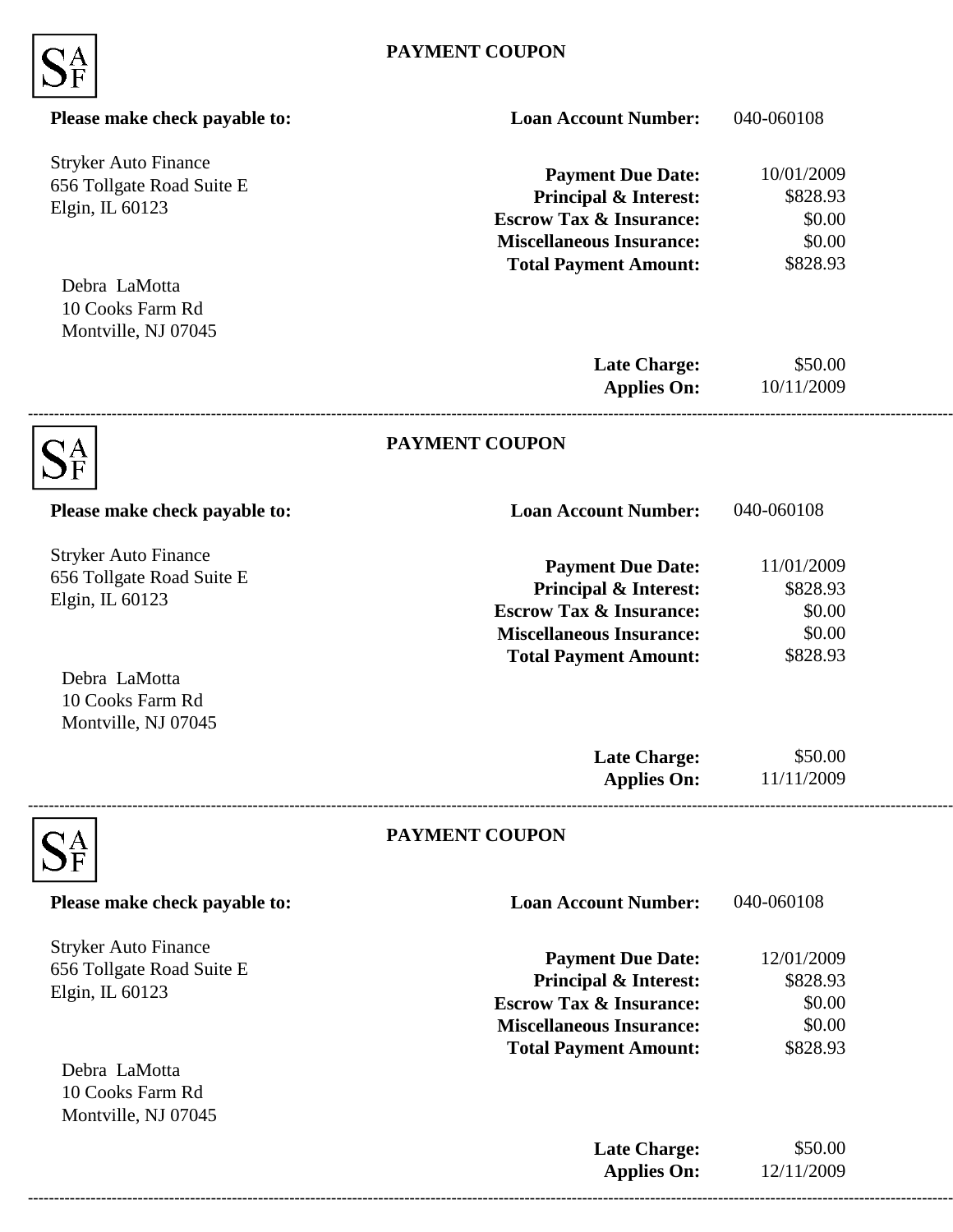SAF

## PAYMENT COUPON

**Please make check payable to:**

Stryker Auto Finance
656 Tollgate Road Suite E
Elgin, IL 60123

Debra LaMotta
10 Cooks Farm Rd
Montville, NJ 07045

| | |
|---|---|
| **Loan Account Number:** | 040-060108 |
| **Payment Due Date:** | 10/01/2009 |
| **Principal & Interest:** | $828.93 |
| **Escrow Tax & Insurance:** | $0.00 |
| **Miscellaneous Insurance:** | $0.00 |
| **Total Payment Amount:** | $828.93 |
| **Late Charge:** | $50.00 |
| **Applies On:** | 10/11/2009 |

---

SAF

## PAYMENT COUPON

**Please make check payable to:**

Stryker Auto Finance
656 Tollgate Road Suite E
Elgin, IL 60123

Debra LaMotta
10 Cooks Farm Rd
Montville, NJ 07045

| | |
|---|---|
| **Loan Account Number:** | 040-060108 |
| **Payment Due Date:** | 11/01/2009 |
| **Principal & Interest:** | $828.93 |
| **Escrow Tax & Insurance:** | $0.00 |
| **Miscellaneous Insurance:** | $0.00 |
| **Total Payment Amount:** | $828.93 |
| **Late Charge:** | $50.00 |
| **Applies On:** | 11/11/2009 |

---

SAF

## PAYMENT COUPON

**Please make check payable to:**

Stryker Auto Finance
656 Tollgate Road Suite E
Elgin, IL 60123

Debra LaMotta
10 Cooks Farm Rd
Montville, NJ 07045

| | |
|---|---|
| **Loan Account Number:** | 040-060108 |
| **Payment Due Date:** | 12/01/2009 |
| **Principal & Interest:** | $828.93 |
| **Escrow Tax & Insurance:** | $0.00 |
| **Miscellaneous Insurance:** | $0.00 |
| **Total Payment Amount:** | $828.93 |
| **Late Charge:** | $50.00 |
| **Applies On:** | 12/11/2009 |

---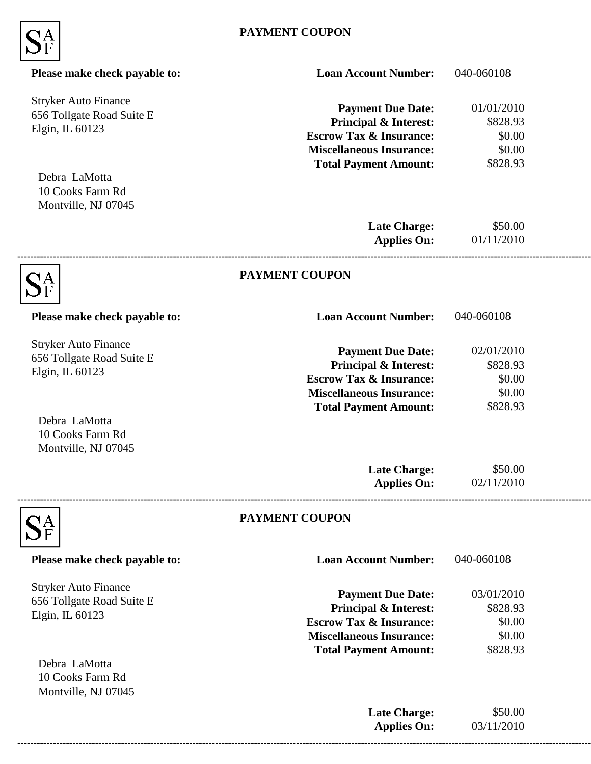SAF

**PAYMENT COUPON**

**Please make check payable to:**

Stryker Auto Finance
656 Tollgate Road Suite E
Elgin, IL 60123

Debra LaMotta
10 Cooks Farm Rd
Montville, NJ 07045

| | |
|---|---|
| **Loan Account Number:** | 040-060108 |
| **Payment Due Date:** | 01/01/2010 |
| **Principal & Interest:** | $828.93 |
| **Escrow Tax & Insurance:** | $0.00 |
| **Miscellaneous Insurance:** | $0.00 |
| **Total Payment Amount:** | $828.93 |
| **Late Charge:** | $50.00 |
| **Applies On:** | 01/11/2010 |

---

SAF

**PAYMENT COUPON**

**Please make check payable to:**

Stryker Auto Finance
656 Tollgate Road Suite E
Elgin, IL 60123

Debra LaMotta
10 Cooks Farm Rd
Montville, NJ 07045

| | |
|---|---|
| **Loan Account Number:** | 040-060108 |
| **Payment Due Date:** | 02/01/2010 |
| **Principal & Interest:** | $828.93 |
| **Escrow Tax & Insurance:** | $0.00 |
| **Miscellaneous Insurance:** | $0.00 |
| **Total Payment Amount:** | $828.93 |
| **Late Charge:** | $50.00 |
| **Applies On:** | 02/11/2010 |

---

SAF

**PAYMENT COUPON**

**Please make check payable to:**

Stryker Auto Finance
656 Tollgate Road Suite E
Elgin, IL 60123

Debra LaMotta
10 Cooks Farm Rd
Montville, NJ 07045

| | |
|---|---|
| **Loan Account Number:** | 040-060108 |
| **Payment Due Date:** | 03/01/2010 |
| **Principal & Interest:** | $828.93 |
| **Escrow Tax & Insurance:** | $0.00 |
| **Miscellaneous Insurance:** | $0.00 |
| **Total Payment Amount:** | $828.93 |
| **Late Charge:** | $50.00 |
| **Applies On:** | 03/11/2010 |

---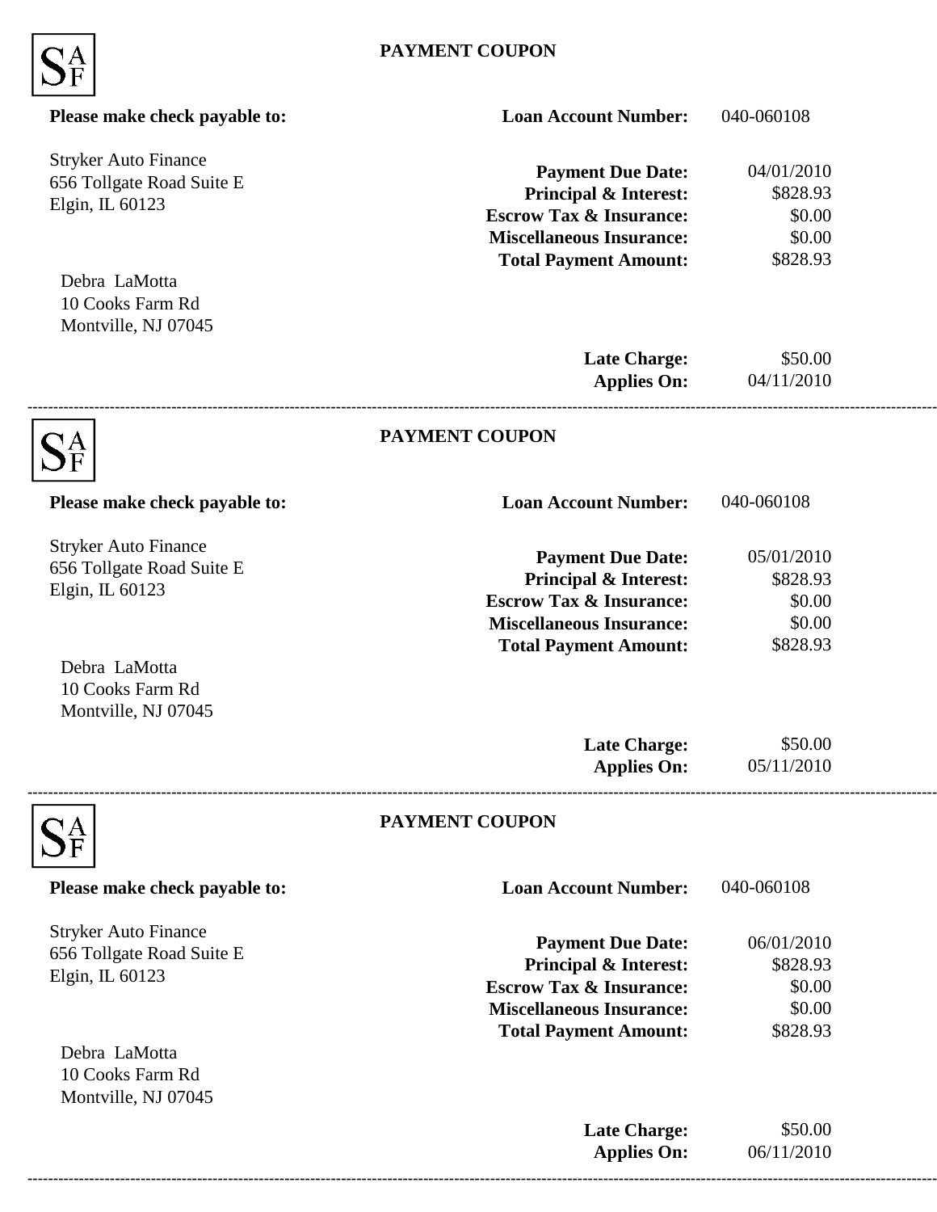SAF

## PAYMENT COUPON

**Please make check payable to:**

Stryker Auto Finance
656 Tollgate Road Suite E
Elgin, IL 60123

Debra LaMotta
10 Cooks Farm Rd
Montville, NJ 07045

| | |
|---|---|
| **Loan Account Number:** | 040-060108 |
| **Payment Due Date:** | 04/01/2010 |
| **Principal & Interest:** | $828.93 |
| **Escrow Tax & Insurance:** | $0.00 |
| **Miscellaneous Insurance:** | $0.00 |
| **Total Payment Amount:** | $828.93 |
| **Late Charge:** | $50.00 |
| **Applies On:** | 04/11/2010 |

---

SAF

## PAYMENT COUPON

**Please make check payable to:**

Stryker Auto Finance
656 Tollgate Road Suite E
Elgin, IL 60123

Debra LaMotta
10 Cooks Farm Rd
Montville, NJ 07045

| | |
|---|---|
| **Loan Account Number:** | 040-060108 |
| **Payment Due Date:** | 05/01/2010 |
| **Principal & Interest:** | $828.93 |
| **Escrow Tax & Insurance:** | $0.00 |
| **Miscellaneous Insurance:** | $0.00 |
| **Total Payment Amount:** | $828.93 |
| **Late Charge:** | $50.00 |
| **Applies On:** | 05/11/2010 |

---

SAF

## PAYMENT COUPON

**Please make check payable to:**

Stryker Auto Finance
656 Tollgate Road Suite E
Elgin, IL 60123

Debra LaMotta
10 Cooks Farm Rd
Montville, NJ 07045

| | |
|---|---|
| **Loan Account Number:** | 040-060108 |
| **Payment Due Date:** | 06/01/2010 |
| **Principal & Interest:** | $828.93 |
| **Escrow Tax & Insurance:** | $0.00 |
| **Miscellaneous Insurance:** | $0.00 |
| **Total Payment Amount:** | $828.93 |
| **Late Charge:** | $50.00 |
| **Applies On:** | 06/11/2010 |

---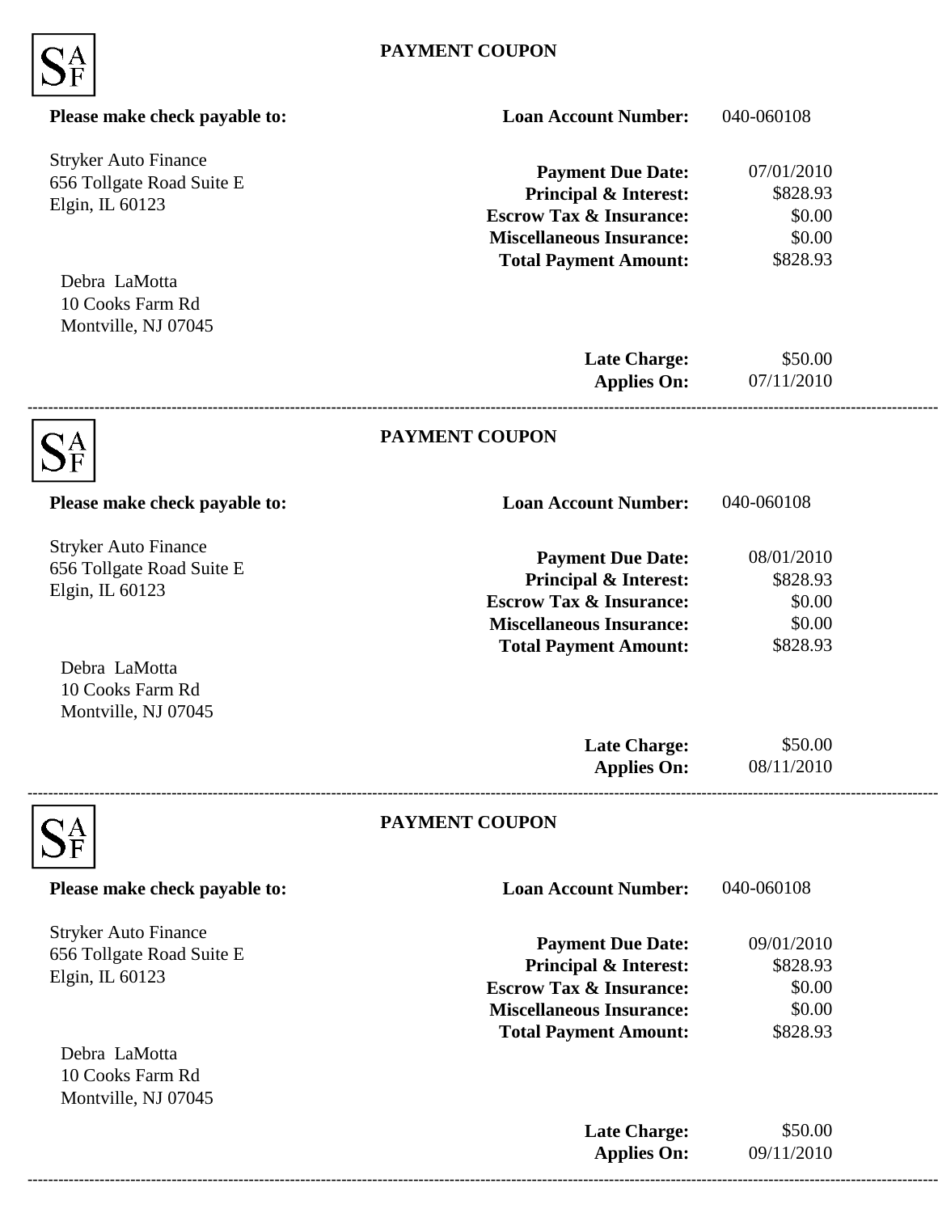SAF

**PAYMENT COUPON**

**Please make check payable to:**

Stryker Auto Finance
656 Tollgate Road Suite E
Elgin, IL 60123

| | |
|---|---|
| **Loan Account Number:** | 040-060108 |
| **Payment Due Date:** | 07/01/2010 |
| **Principal & Interest:** | $828.93 |
| **Escrow Tax & Insurance:** | $0.00 |
| **Miscellaneous Insurance:** | $0.00 |
| **Total Payment Amount:** | $828.93 |

Debra LaMotta
10 Cooks Farm Rd
Montville, NJ 07045

| | |
|---|---|
| **Late Charge:** | $50.00 |
| **Applies On:** | 07/11/2010 |

---

SAF

**PAYMENT COUPON**

**Please make check payable to:**

Stryker Auto Finance
656 Tollgate Road Suite E
Elgin, IL 60123

| | |
|---|---|
| **Loan Account Number:** | 040-060108 |
| **Payment Due Date:** | 08/01/2010 |
| **Principal & Interest:** | $828.93 |
| **Escrow Tax & Insurance:** | $0.00 |
| **Miscellaneous Insurance:** | $0.00 |
| **Total Payment Amount:** | $828.93 |

Debra LaMotta
10 Cooks Farm Rd
Montville, NJ 07045

| | |
|---|---|
| **Late Charge:** | $50.00 |
| **Applies On:** | 08/11/2010 |

---

SAF

**PAYMENT COUPON**

**Please make check payable to:**

Stryker Auto Finance
656 Tollgate Road Suite E
Elgin, IL 60123

| | |
|---|---|
| **Loan Account Number:** | 040-060108 |
| **Payment Due Date:** | 09/01/2010 |
| **Principal & Interest:** | $828.93 |
| **Escrow Tax & Insurance:** | $0.00 |
| **Miscellaneous Insurance:** | $0.00 |
| **Total Payment Amount:** | $828.93 |

Debra LaMotta
10 Cooks Farm Rd
Montville, NJ 07045

| | |
|---|---|
| **Late Charge:** | $50.00 |
| **Applies On:** | 09/11/2010 |

---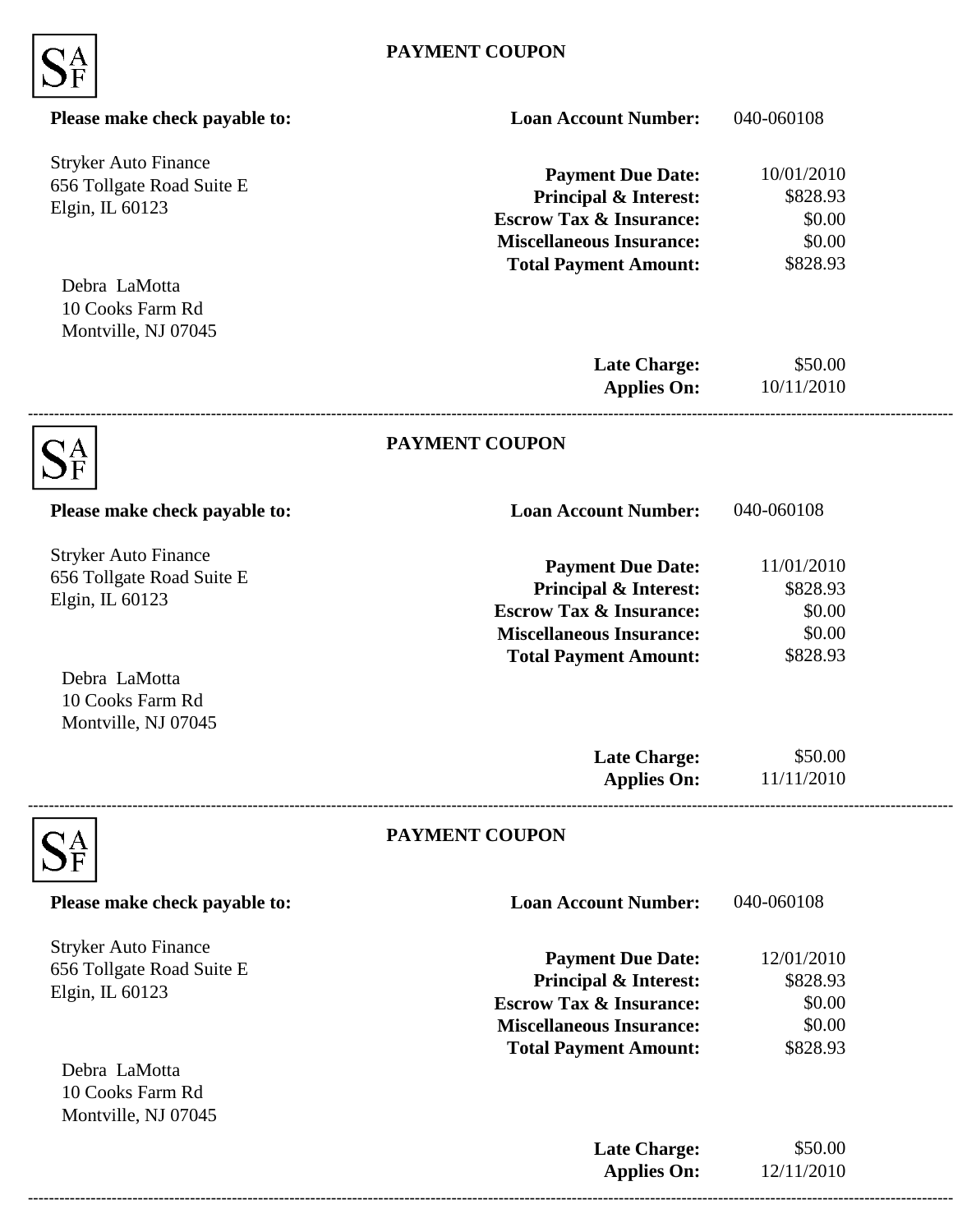SAF

## PAYMENT COUPON

**Please make check payable to:**

Stryker Auto Finance
656 Tollgate Road Suite E
Elgin, IL 60123

| | |
|---|---|
| **Loan Account Number:** | 040-060108 |
| **Payment Due Date:** | 10/01/2010 |
| **Principal & Interest:** | $828.93 |
| **Escrow Tax & Insurance:** | $0.00 |
| **Miscellaneous Insurance:** | $0.00 |
| **Total Payment Amount:** | $828.93 |

Debra LaMotta
10 Cooks Farm Rd
Montville, NJ 07045

| | |
|---|---|
| **Late Charge:** | $50.00 |
| **Applies On:** | 10/11/2010 |

---

SAF

## PAYMENT COUPON

**Please make check payable to:**

Stryker Auto Finance
656 Tollgate Road Suite E
Elgin, IL 60123

| | |
|---|---|
| **Loan Account Number:** | 040-060108 |
| **Payment Due Date:** | 11/01/2010 |
| **Principal & Interest:** | $828.93 |
| **Escrow Tax & Insurance:** | $0.00 |
| **Miscellaneous Insurance:** | $0.00 |
| **Total Payment Amount:** | $828.93 |

Debra LaMotta
10 Cooks Farm Rd
Montville, NJ 07045

| | |
|---|---|
| **Late Charge:** | $50.00 |
| **Applies On:** | 11/11/2010 |

---

SAF

## PAYMENT COUPON

**Please make check payable to:**

Stryker Auto Finance
656 Tollgate Road Suite E
Elgin, IL 60123

| | |
|---|---|
| **Loan Account Number:** | 040-060108 |
| **Payment Due Date:** | 12/01/2010 |
| **Principal & Interest:** | $828.93 |
| **Escrow Tax & Insurance:** | $0.00 |
| **Miscellaneous Insurance:** | $0.00 |
| **Total Payment Amount:** | $828.93 |

Debra LaMotta
10 Cooks Farm Rd
Montville, NJ 07045

| | |
|---|---|
| **Late Charge:** | $50.00 |
| **Applies On:** | 12/11/2010 |

---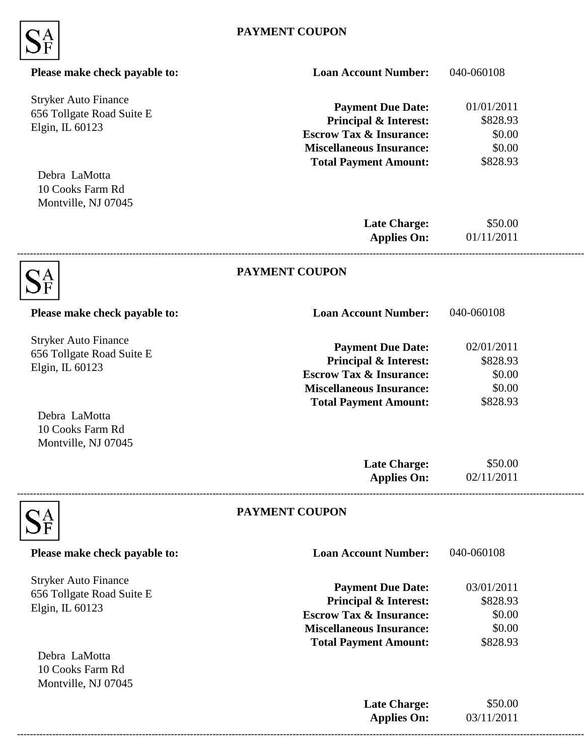SAF

## PAYMENT COUPON

**Please make check payable to:**

Stryker Auto Finance
656 Tollgate Road Suite E
Elgin, IL 60123

| | |
|---|---|
| **Loan Account Number:** | 040-060108 |
| **Payment Due Date:** | 01/01/2011 |
| **Principal & Interest:** | $828.93 |
| **Escrow Tax & Insurance:** | $0.00 |
| **Miscellaneous Insurance:** | $0.00 |
| **Total Payment Amount:** | $828.93 |

Debra LaMotta
10 Cooks Farm Rd
Montville, NJ 07045

| | |
|---|---|
| **Late Charge:** | $50.00 |
| **Applies On:** | 01/11/2011 |

---

SAF

## PAYMENT COUPON

**Please make check payable to:**

Stryker Auto Finance
656 Tollgate Road Suite E
Elgin, IL 60123

| | |
|---|---|
| **Loan Account Number:** | 040-060108 |
| **Payment Due Date:** | 02/01/2011 |
| **Principal & Interest:** | $828.93 |
| **Escrow Tax & Insurance:** | $0.00 |
| **Miscellaneous Insurance:** | $0.00 |
| **Total Payment Amount:** | $828.93 |

Debra LaMotta
10 Cooks Farm Rd
Montville, NJ 07045

| | |
|---|---|
| **Late Charge:** | $50.00 |
| **Applies On:** | 02/11/2011 |

---

SAF

## PAYMENT COUPON

**Please make check payable to:**

Stryker Auto Finance
656 Tollgate Road Suite E
Elgin, IL 60123

| | |
|---|---|
| **Loan Account Number:** | 040-060108 |
| **Payment Due Date:** | 03/01/2011 |
| **Principal & Interest:** | $828.93 |
| **Escrow Tax & Insurance:** | $0.00 |
| **Miscellaneous Insurance:** | $0.00 |
| **Total Payment Amount:** | $828.93 |

Debra LaMotta
10 Cooks Farm Rd
Montville, NJ 07045

| | |
|---|---|
| **Late Charge:** | $50.00 |
| **Applies On:** | 03/11/2011 |

---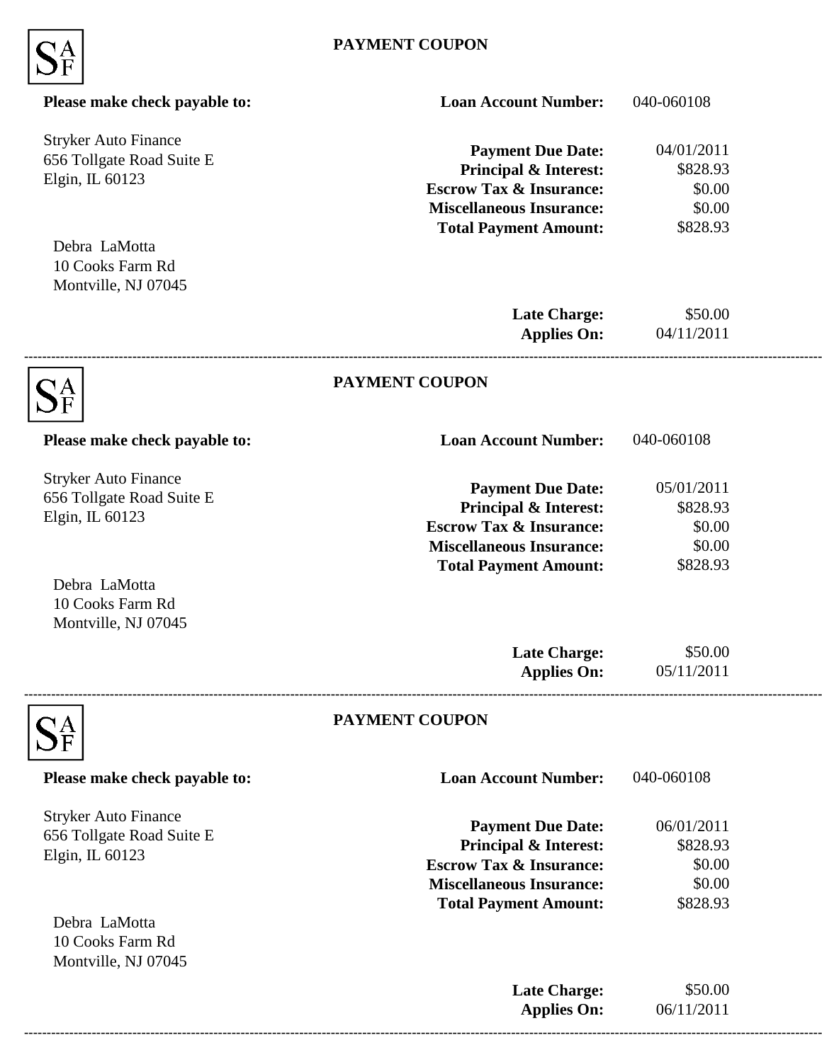SAF

## PAYMENT COUPON

**Please make check payable to:**

Stryker Auto Finance
656 Tollgate Road Suite E
Elgin, IL 60123

Debra LaMotta
10 Cooks Farm Rd
Montville, NJ 07045

| | |
|---|---|
| **Loan Account Number:** | 040-060108 |
| **Payment Due Date:** | 04/01/2011 |
| **Principal & Interest:** | $828.93 |
| **Escrow Tax & Insurance:** | $0.00 |
| **Miscellaneous Insurance:** | $0.00 |
| **Total Payment Amount:** | $828.93 |
| **Late Charge:** | $50.00 |
| **Applies On:** | 04/11/2011 |

---

SAF

## PAYMENT COUPON

**Please make check payable to:**

Stryker Auto Finance
656 Tollgate Road Suite E
Elgin, IL 60123

Debra LaMotta
10 Cooks Farm Rd
Montville, NJ 07045

| | |
|---|---|
| **Loan Account Number:** | 040-060108 |
| **Payment Due Date:** | 05/01/2011 |
| **Principal & Interest:** | $828.93 |
| **Escrow Tax & Insurance:** | $0.00 |
| **Miscellaneous Insurance:** | $0.00 |
| **Total Payment Amount:** | $828.93 |
| **Late Charge:** | $50.00 |
| **Applies On:** | 05/11/2011 |

---

SAF

## PAYMENT COUPON

**Please make check payable to:**

Stryker Auto Finance
656 Tollgate Road Suite E
Elgin, IL 60123

Debra LaMotta
10 Cooks Farm Rd
Montville, NJ 07045

| | |
|---|---|
| **Loan Account Number:** | 040-060108 |
| **Payment Due Date:** | 06/01/2011 |
| **Principal & Interest:** | $828.93 |
| **Escrow Tax & Insurance:** | $0.00 |
| **Miscellaneous Insurance:** | $0.00 |
| **Total Payment Amount:** | $828.93 |
| **Late Charge:** | $50.00 |
| **Applies On:** | 06/11/2011 |

---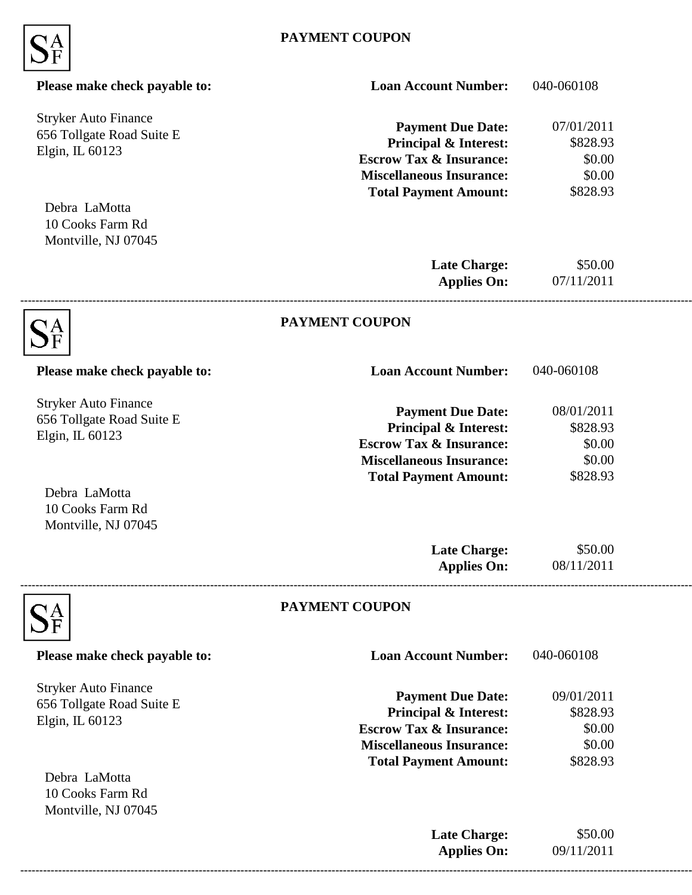SAF

## PAYMENT COUPON

**Please make check payable to:**

Stryker Auto Finance
656 Tollgate Road Suite E
Elgin, IL 60123

| | |
|---|---|
| **Loan Account Number:** | 040-060108 |
| **Payment Due Date:** | 07/01/2011 |
| **Principal & Interest:** | $828.93 |
| **Escrow Tax & Insurance:** | $0.00 |
| **Miscellaneous Insurance:** | $0.00 |
| **Total Payment Amount:** | $828.93 |

Debra LaMotta
10 Cooks Farm Rd
Montville, NJ 07045

| | |
|---|---|
| **Late Charge:** | $50.00 |
| **Applies On:** | 07/11/2011 |

---

SAF

## PAYMENT COUPON

**Please make check payable to:**

Stryker Auto Finance
656 Tollgate Road Suite E
Elgin, IL 60123

| | |
|---|---|
| **Loan Account Number:** | 040-060108 |
| **Payment Due Date:** | 08/01/2011 |
| **Principal & Interest:** | $828.93 |
| **Escrow Tax & Insurance:** | $0.00 |
| **Miscellaneous Insurance:** | $0.00 |
| **Total Payment Amount:** | $828.93 |

Debra LaMotta
10 Cooks Farm Rd
Montville, NJ 07045

| | |
|---|---|
| **Late Charge:** | $50.00 |
| **Applies On:** | 08/11/2011 |

---

SAF

## PAYMENT COUPON

**Please make check payable to:**

Stryker Auto Finance
656 Tollgate Road Suite E
Elgin, IL 60123

| | |
|---|---|
| **Loan Account Number:** | 040-060108 |
| **Payment Due Date:** | 09/01/2011 |
| **Principal & Interest:** | $828.93 |
| **Escrow Tax & Insurance:** | $0.00 |
| **Miscellaneous Insurance:** | $0.00 |
| **Total Payment Amount:** | $828.93 |

Debra LaMotta
10 Cooks Farm Rd
Montville, NJ 07045

| | |
|---|---|
| **Late Charge:** | $50.00 |
| **Applies On:** | 09/11/2011 |

---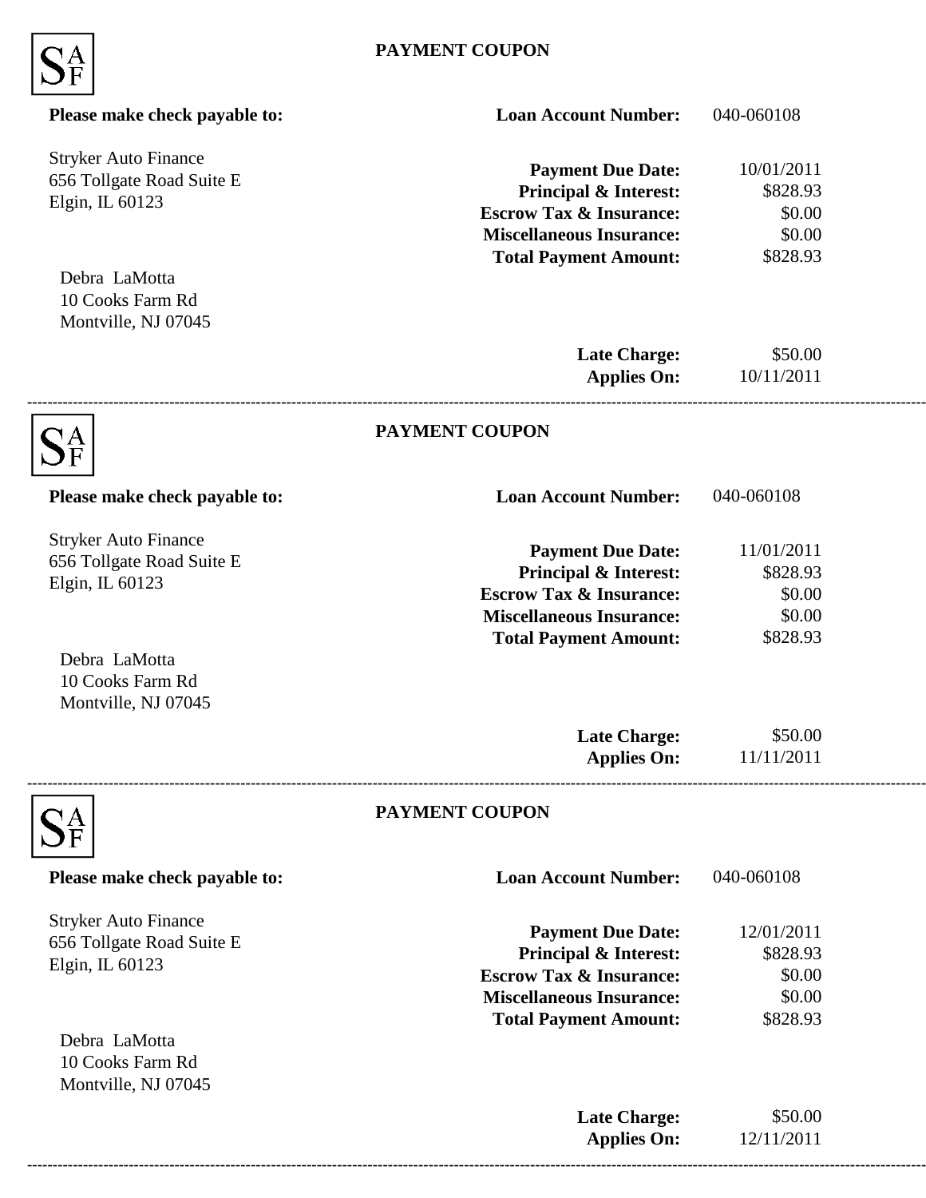SAF

## PAYMENT COUPON

**Please make check payable to:**

Stryker Auto Finance
656 Tollgate Road Suite E
Elgin, IL 60123

Debra LaMotta
10 Cooks Farm Rd
Montville, NJ 07045

| | |
|---|---|
| **Loan Account Number:** | 040-060108 |
| **Payment Due Date:** | 10/01/2011 |
| **Principal & Interest:** | $828.93 |
| **Escrow Tax & Insurance:** | $0.00 |
| **Miscellaneous Insurance:** | $0.00 |
| **Total Payment Amount:** | $828.93 |
| **Late Charge:** | $50.00 |
| **Applies On:** | 10/11/2011 |

---

SAF

## PAYMENT COUPON

**Please make check payable to:**

Stryker Auto Finance
656 Tollgate Road Suite E
Elgin, IL 60123

Debra LaMotta
10 Cooks Farm Rd
Montville, NJ 07045

| | |
|---|---|
| **Loan Account Number:** | 040-060108 |
| **Payment Due Date:** | 11/01/2011 |
| **Principal & Interest:** | $828.93 |
| **Escrow Tax & Insurance:** | $0.00 |
| **Miscellaneous Insurance:** | $0.00 |
| **Total Payment Amount:** | $828.93 |
| **Late Charge:** | $50.00 |
| **Applies On:** | 11/11/2011 |

---

SAF

## PAYMENT COUPON

**Please make check payable to:**

Stryker Auto Finance
656 Tollgate Road Suite E
Elgin, IL 60123

Debra LaMotta
10 Cooks Farm Rd
Montville, NJ 07045

| | |
|---|---|
| **Loan Account Number:** | 040-060108 |
| **Payment Due Date:** | 12/01/2011 |
| **Principal & Interest:** | $828.93 |
| **Escrow Tax & Insurance:** | $0.00 |
| **Miscellaneous Insurance:** | $0.00 |
| **Total Payment Amount:** | $828.93 |
| **Late Charge:** | $50.00 |
| **Applies On:** | 12/11/2011 |

---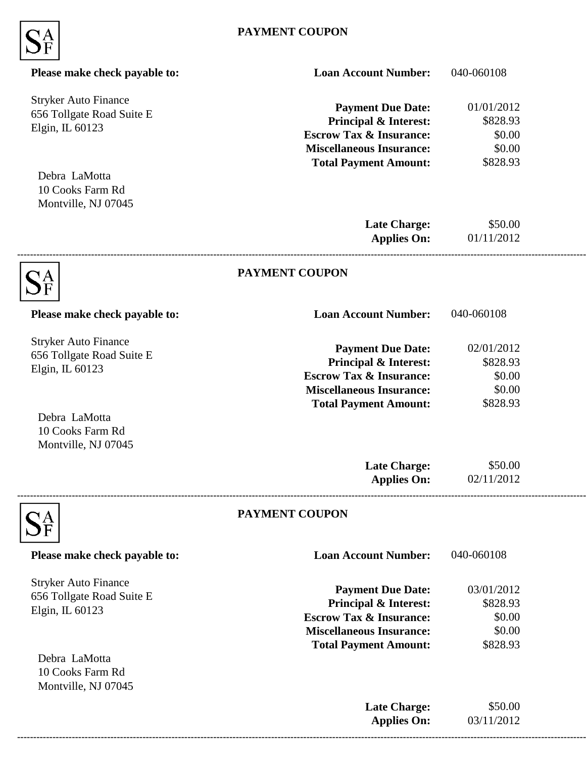SAF

## PAYMENT COUPON

**Please make check payable to:**

Stryker Auto Finance
656 Tollgate Road Suite E
Elgin, IL 60123

Debra LaMotta
10 Cooks Farm Rd
Montville, NJ 07045

| | |
|---|---|
| **Loan Account Number:** | 040-060108 |
| **Payment Due Date:** | 01/01/2012 |
| **Principal & Interest:** | $828.93 |
| **Escrow Tax & Insurance:** | $0.00 |
| **Miscellaneous Insurance:** | $0.00 |
| **Total Payment Amount:** | $828.93 |
| **Late Charge:** | $50.00 |
| **Applies On:** | 01/11/2012 |

---

SAF

## PAYMENT COUPON

**Please make check payable to:**

Stryker Auto Finance
656 Tollgate Road Suite E
Elgin, IL 60123

Debra LaMotta
10 Cooks Farm Rd
Montville, NJ 07045

| | |
|---|---|
| **Loan Account Number:** | 040-060108 |
| **Payment Due Date:** | 02/01/2012 |
| **Principal & Interest:** | $828.93 |
| **Escrow Tax & Insurance:** | $0.00 |
| **Miscellaneous Insurance:** | $0.00 |
| **Total Payment Amount:** | $828.93 |
| **Late Charge:** | $50.00 |
| **Applies On:** | 02/11/2012 |

---

SAF

## PAYMENT COUPON

**Please make check payable to:**

Stryker Auto Finance
656 Tollgate Road Suite E
Elgin, IL 60123

Debra LaMotta
10 Cooks Farm Rd
Montville, NJ 07045

| | |
|---|---|
| **Loan Account Number:** | 040-060108 |
| **Payment Due Date:** | 03/01/2012 |
| **Principal & Interest:** | $828.93 |
| **Escrow Tax & Insurance:** | $0.00 |
| **Miscellaneous Insurance:** | $0.00 |
| **Total Payment Amount:** | $828.93 |
| **Late Charge:** | $50.00 |
| **Applies On:** | 03/11/2012 |

---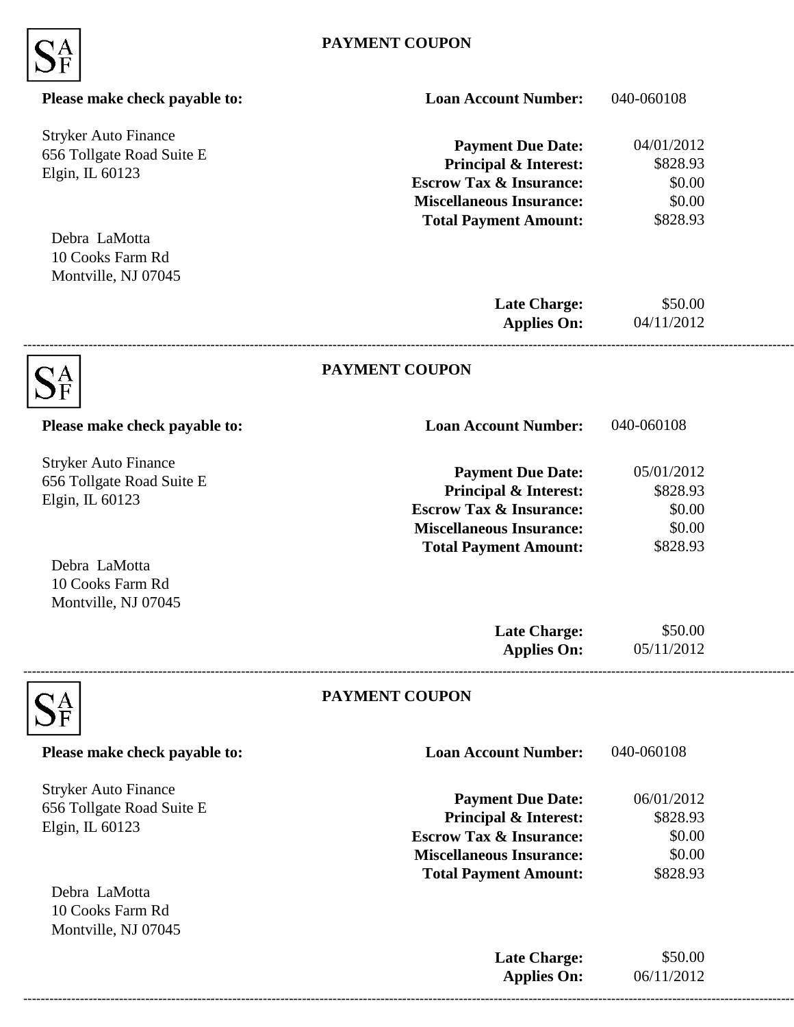SAF

**PAYMENT COUPON**

**Please make check payable to:**

Stryker Auto Finance
656 Tollgate Road Suite E
Elgin, IL 60123

Debra LaMotta
10 Cooks Farm Rd
Montville, NJ 07045

| | |
|---|---|
| **Loan Account Number:** | 040-060108 |
| **Payment Due Date:** | 04/01/2012 |
| **Principal & Interest:** | $828.93 |
| **Escrow Tax & Insurance:** | $0.00 |
| **Miscellaneous Insurance:** | $0.00 |
| **Total Payment Amount:** | $828.93 |
| **Late Charge:** | $50.00 |
| **Applies On:** | 04/11/2012 |

---

SAF

**PAYMENT COUPON**

**Please make check payable to:**

Stryker Auto Finance
656 Tollgate Road Suite E
Elgin, IL 60123

Debra LaMotta
10 Cooks Farm Rd
Montville, NJ 07045

| | |
|---|---|
| **Loan Account Number:** | 040-060108 |
| **Payment Due Date:** | 05/01/2012 |
| **Principal & Interest:** | $828.93 |
| **Escrow Tax & Insurance:** | $0.00 |
| **Miscellaneous Insurance:** | $0.00 |
| **Total Payment Amount:** | $828.93 |
| **Late Charge:** | $50.00 |
| **Applies On:** | 05/11/2012 |

---

SAF

**PAYMENT COUPON**

**Please make check payable to:**

Stryker Auto Finance
656 Tollgate Road Suite E
Elgin, IL 60123

Debra LaMotta
10 Cooks Farm Rd
Montville, NJ 07045

| | |
|---|---|
| **Loan Account Number:** | 040-060108 |
| **Payment Due Date:** | 06/01/2012 |
| **Principal & Interest:** | $828.93 |
| **Escrow Tax & Insurance:** | $0.00 |
| **Miscellaneous Insurance:** | $0.00 |
| **Total Payment Amount:** | $828.93 |
| **Late Charge:** | $50.00 |
| **Applies On:** | 06/11/2012 |

---